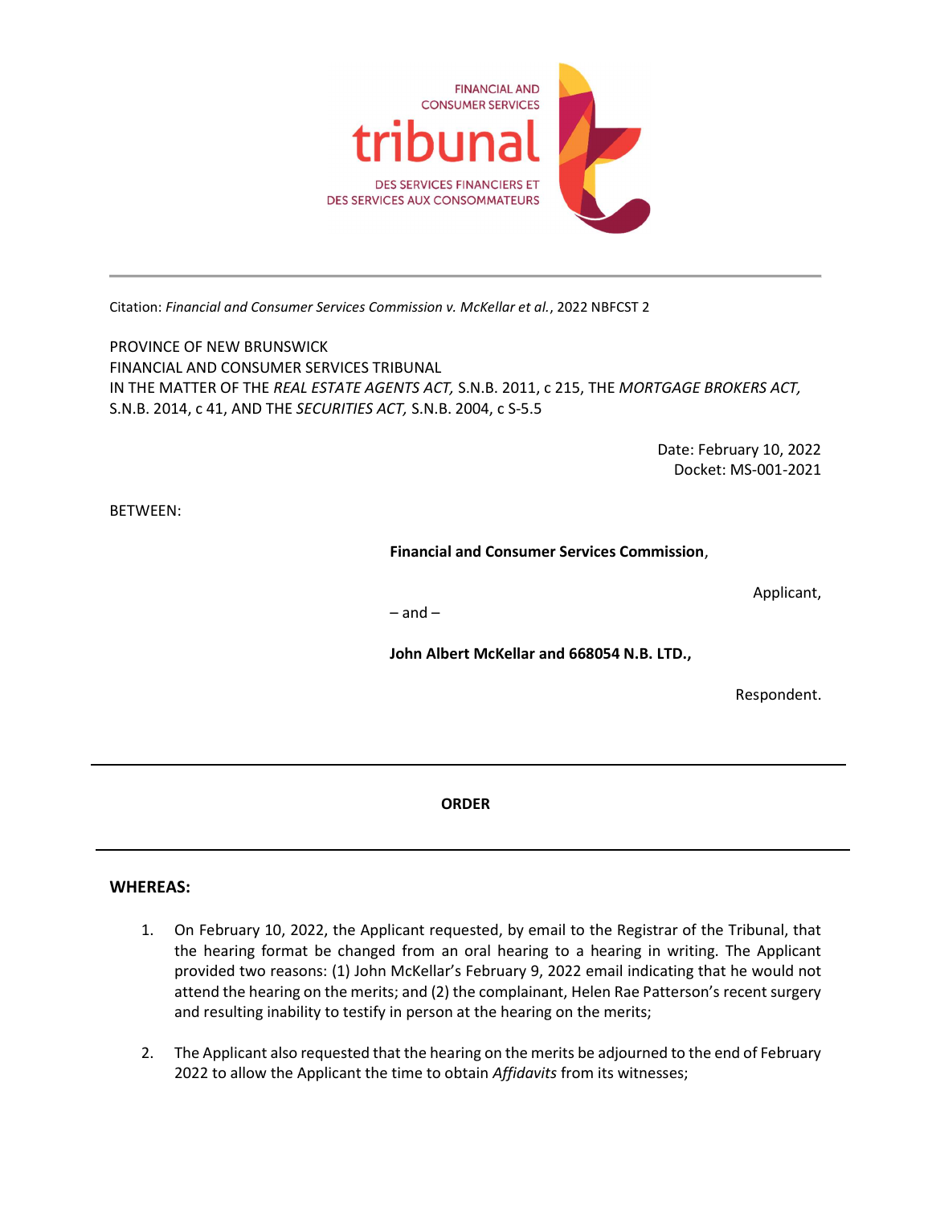FINANCIAL AND CONSUMER SERVICES

# tribunal

DES SERVICES FINANCIERS ET DES SERVICES AUX CONSOMMATEURS

---

Citation: *Financial and Consumer Services Commission v. McKellar et al.*, 2022 NBFCST 2

PROVINCE OF NEW BRUNSWICK
FINANCIAL AND CONSUMER SERVICES TRIBUNAL
IN THE MATTER OF THE *REAL ESTATE AGENTS ACT,* S.N.B. 2011, c 215, THE *MORTGAGE BROKERS ACT,* S.N.B. 2014, c 41, AND THE *SECURITIES ACT,* S.N.B. 2004, c S-5.5

Date: February 10, 2022
Docket: MS-001-2021

BETWEEN:

**Financial and Consumer Services Commission**,

Applicant,

– and –

**John Albert McKellar and 668054 N.B. LTD.,**

Respondent.

---

**ORDER**

---

**WHEREAS:**

1. On February 10, 2022, the Applicant requested, by email to the Registrar of the Tribunal, that the hearing format be changed from an oral hearing to a hearing in writing. The Applicant provided two reasons: (1) John McKellar's February 9, 2022 email indicating that he would not attend the hearing on the merits; and (2) the complainant, Helen Rae Patterson's recent surgery and resulting inability to testify in person at the hearing on the merits;

2. The Applicant also requested that the hearing on the merits be adjourned to the end of February 2022 to allow the Applicant the time to obtain *Affidavits* from its witnesses;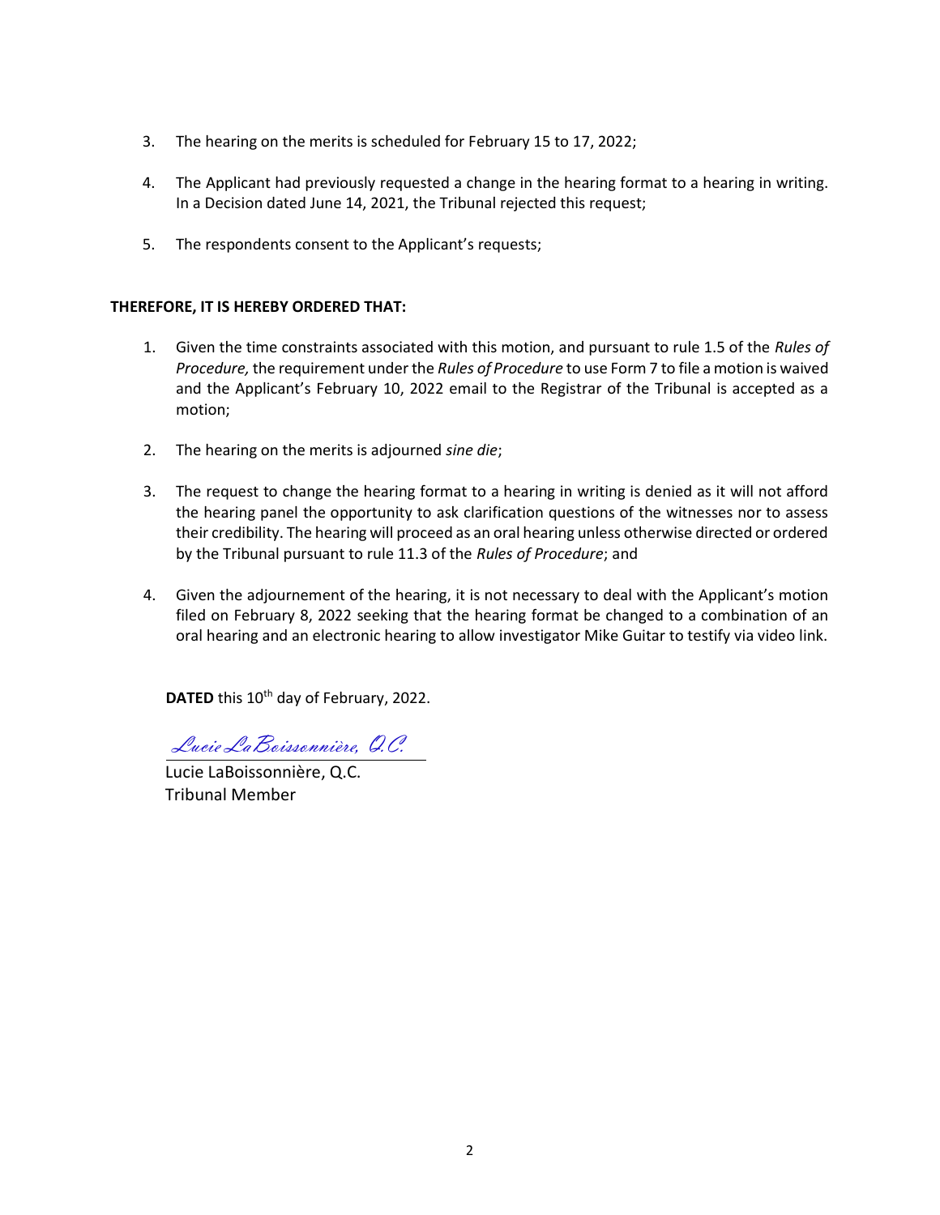3. The hearing on the merits is scheduled for February 15 to 17, 2022;

4. The Applicant had previously requested a change in the hearing format to a hearing in writing. In a Decision dated June 14, 2021, the Tribunal rejected this request;

5. The respondents consent to the Applicant's requests;

**THEREFORE, IT IS HEREBY ORDERED THAT:**

1. Given the time constraints associated with this motion, and pursuant to rule 1.5 of the *Rules of Procedure,* the requirement under the *Rules of Procedure* to use Form 7 to file a motion is waived and the Applicant's February 10, 2022 email to the Registrar of the Tribunal is accepted as a motion;

2. The hearing on the merits is adjourned *sine die*;

3. The request to change the hearing format to a hearing in writing is denied as it will not afford the hearing panel the opportunity to ask clarification questions of the witnesses nor to assess their credibility. The hearing will proceed as an oral hearing unless otherwise directed or ordered by the Tribunal pursuant to rule 11.3 of the *Rules of Procedure*; and

4. Given the adjournement of the hearing, it is not necessary to deal with the Applicant's motion filed on February 8, 2022 seeking that the hearing format be changed to a combination of an oral hearing and an electronic hearing to allow investigator Mike Guitar to testify via video link.

**DATED** this 10th day of February, 2022.

*Lucie LaBoissonnière, Q.C.*

Lucie LaBoissonnière, Q.C.
Tribunal Member